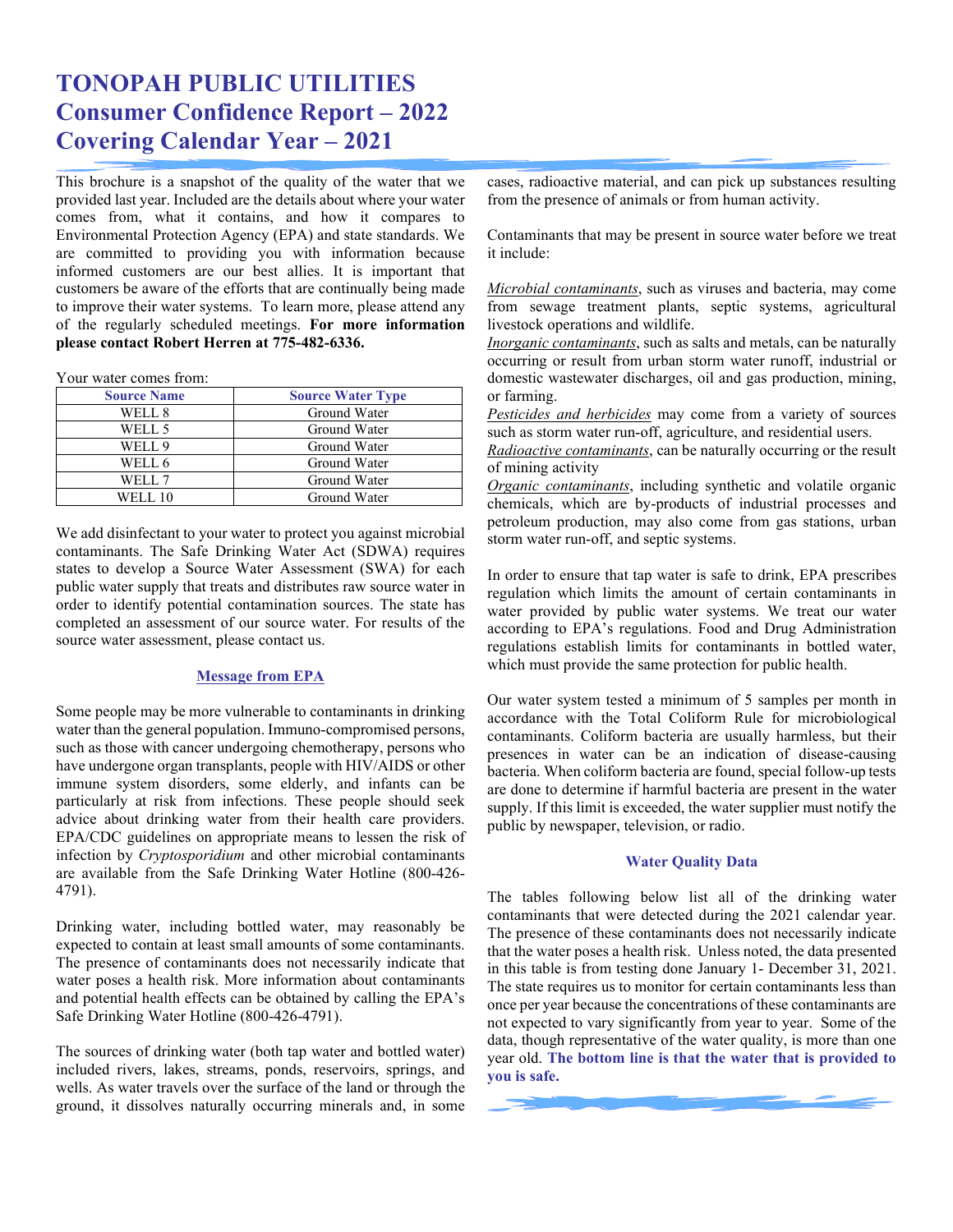# TONOPAH PUBLIC UTILITIES
## Consumer Confidence Report – 2022
## Covering Calendar Year – 2021

This brochure is a snapshot of the quality of the water that we provided last year. Included are the details about where your water comes from, what it contains, and how it compares to Environmental Protection Agency (EPA) and state standards. We are committed to providing you with information because informed customers are our best allies. It is important that customers be aware of the efforts that are continually being made to improve their water systems. To learn more, please attend any of the regularly scheduled meetings. **For more information please contact Robert Herren at 775-482-6336.**

Your water comes from:

| Source Name | Source Water Type |
|---|---|
| WELL 8 | Ground Water |
| WELL 5 | Ground Water |
| WELL 9 | Ground Water |
| WELL 6 | Ground Water |
| WELL 7 | Ground Water |
| WELL 10 | Ground Water |

We add disinfectant to your water to protect you against microbial contaminants. The Safe Drinking Water Act (SDWA) requires states to develop a Source Water Assessment (SWA) for each public water supply that treats and distributes raw source water in order to identify potential contamination sources. The state has completed an assessment of our source water. For results of the source water assessment, please contact us.

### Message from EPA

Some people may be more vulnerable to contaminants in drinking water than the general population. Immuno-compromised persons, such as those with cancer undergoing chemotherapy, persons who have undergone organ transplants, people with HIV/AIDS or other immune system disorders, some elderly, and infants can be particularly at risk from infections. These people should seek advice about drinking water from their health care providers. EPA/CDC guidelines on appropriate means to lessen the risk of infection by *Cryptosporidium* and other microbial contaminants are available from the Safe Drinking Water Hotline (800-426-4791).

Drinking water, including bottled water, may reasonably be expected to contain at least small amounts of some contaminants. The presence of contaminants does not necessarily indicate that water poses a health risk. More information about contaminants and potential health effects can be obtained by calling the EPA's Safe Drinking Water Hotline (800-426-4791).

The sources of drinking water (both tap water and bottled water) included rivers, lakes, streams, ponds, reservoirs, springs, and wells. As water travels over the surface of the land or through the ground, it dissolves naturally occurring minerals and, in some cases, radioactive material, and can pick up substances resulting from the presence of animals or from human activity.

Contaminants that may be present in source water before we treat it include:

*Microbial contaminants*, such as viruses and bacteria, may come from sewage treatment plants, septic systems, agricultural livestock operations and wildlife.
*Inorganic contaminants*, such as salts and metals, can be naturally occurring or result from urban storm water runoff, industrial or domestic wastewater discharges, oil and gas production, mining, or farming.
*Pesticides and herbicides* may come from a variety of sources such as storm water run-off, agriculture, and residential users.
*Radioactive contaminants*, can be naturally occurring or the result of mining activity
*Organic contaminants*, including synthetic and volatile organic chemicals, which are by-products of industrial processes and petroleum production, may also come from gas stations, urban storm water run-off, and septic systems.

In order to ensure that tap water is safe to drink, EPA prescribes regulation which limits the amount of certain contaminants in water provided by public water systems. We treat our water according to EPA's regulations. Food and Drug Administration regulations establish limits for contaminants in bottled water, which must provide the same protection for public health.

Our water system tested a minimum of 5 samples per month in accordance with the Total Coliform Rule for microbiological contaminants. Coliform bacteria are usually harmless, but their presences in water can be an indication of disease-causing bacteria. When coliform bacteria are found, special follow-up tests are done to determine if harmful bacteria are present in the water supply. If this limit is exceeded, the water supplier must notify the public by newspaper, television, or radio.

### Water Quality Data

The tables following below list all of the drinking water contaminants that were detected during the 2021 calendar year. The presence of these contaminants does not necessarily indicate that the water poses a health risk. Unless noted, the data presented in this table is from testing done January 1- December 31, 2021. The state requires us to monitor for certain contaminants less than once per year because the concentrations of these contaminants are not expected to vary significantly from year to year. Some of the data, though representative of the water quality, is more than one year old. **The bottom line is that the water that is provided to you is safe.**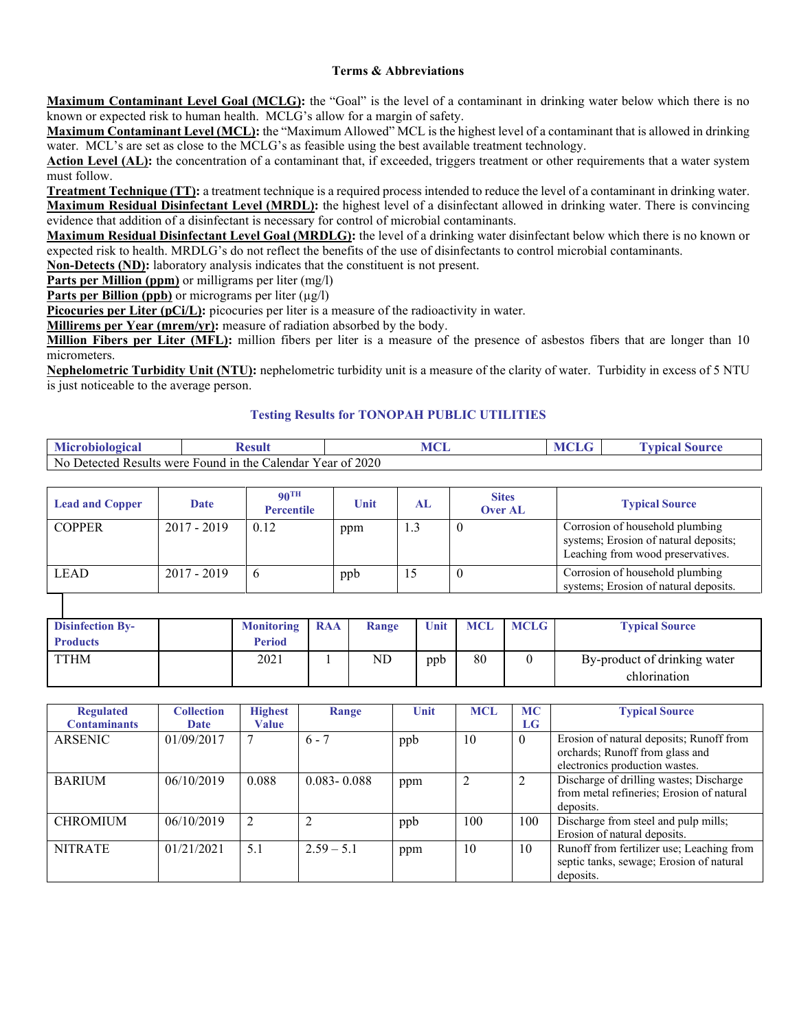### Terms & Abbreviations

**Maximum Contaminant Level Goal (MCLG):** the "Goal" is the level of a contaminant in drinking water below which there is no known or expected risk to human health. MCLG's allow for a margin of safety.

**Maximum Contaminant Level (MCL):** the "Maximum Allowed" MCL is the highest level of a contaminant that is allowed in drinking water. MCL's are set as close to the MCLG's as feasible using the best available treatment technology.

**Action Level (AL):** the concentration of a contaminant that, if exceeded, triggers treatment or other requirements that a water system must follow.

**Treatment Technique (TT):** a treatment technique is a required process intended to reduce the level of a contaminant in drinking water.

**Maximum Residual Disinfectant Level (MRDL):** the highest level of a disinfectant allowed in drinking water. There is convincing evidence that addition of a disinfectant is necessary for control of microbial contaminants.

**Maximum Residual Disinfectant Level Goal (MRDLG):** the level of a drinking water disinfectant below which there is no known or expected risk to health. MRDLG's do not reflect the benefits of the use of disinfectants to control microbial contaminants.

**Non-Detects (ND):** laboratory analysis indicates that the constituent is not present.

**Parts per Million (ppm)** or milligrams per liter (mg/l)

**Parts per Billion (ppb)** or micrograms per liter (µg/l)

**Picocuries per Liter (pCi/L):** picocuries per liter is a measure of the radioactivity in water.

**Millirems per Year (mrem/yr):** measure of radiation absorbed by the body.

**Million Fibers per Liter (MFL):** million fibers per liter is a measure of the presence of asbestos fibers that are longer than 10 micrometers.

**Nephelometric Turbidity Unit (NTU):** nephelometric turbidity unit is a measure of the clarity of water. Turbidity in excess of 5 NTU is just noticeable to the average person.

### Testing Results for TONOPAH PUBLIC UTILITIES

| Microbiological | Result | MCL | MCLG | Typical Source |
|---|---|---|---|---|
| No Detected Results were Found in the Calendar Year of 2020 | | | | |

| Lead and Copper | Date | 90TH Percentile | Unit | AL | Sites Over AL | Typical Source |
|---|---|---|---|---|---|---|
| COPPER | 2017 - 2019 | 0.12 | ppm | 1.3 | 0 | Corrosion of household plumbing systems; Erosion of natural deposits; Leaching from wood preservatives. |
| LEAD | 2017 - 2019 | 6 | ppb | 15 | 0 | Corrosion of household plumbing systems; Erosion of natural deposits. |

| Disinfection By-Products | | Monitoring Period | RAA | Range | Unit | MCL | MCLG | Typical Source |
|---|---|---|---|---|---|---|---|---|
| TTHM | | 2021 | 1 | ND | ppb | 80 | 0 | By-product of drinking water chlorination |

| Regulated Contaminants | Collection Date | Highest Value | Range | Unit | MCL | MCLG | Typical Source |
|---|---|---|---|---|---|---|---|
| ARSENIC | 01/09/2017 | 7 | 6 - 7 | ppb | 10 | 0 | Erosion of natural deposits; Runoff from orchards; Runoff from glass and electronics production wastes. |
| BARIUM | 06/10/2019 | 0.088 | 0.083- 0.088 | ppm | 2 | 2 | Discharge of drilling wastes; Discharge from metal refineries; Erosion of natural deposits. |
| CHROMIUM | 06/10/2019 | 2 | 2 | ppb | 100 | 100 | Discharge from steel and pulp mills; Erosion of natural deposits. |
| NITRATE | 01/21/2021 | 5.1 | 2.59 – 5.1 | ppm | 10 | 10 | Runoff from fertilizer use; Leaching from septic tanks, sewage; Erosion of natural deposits. |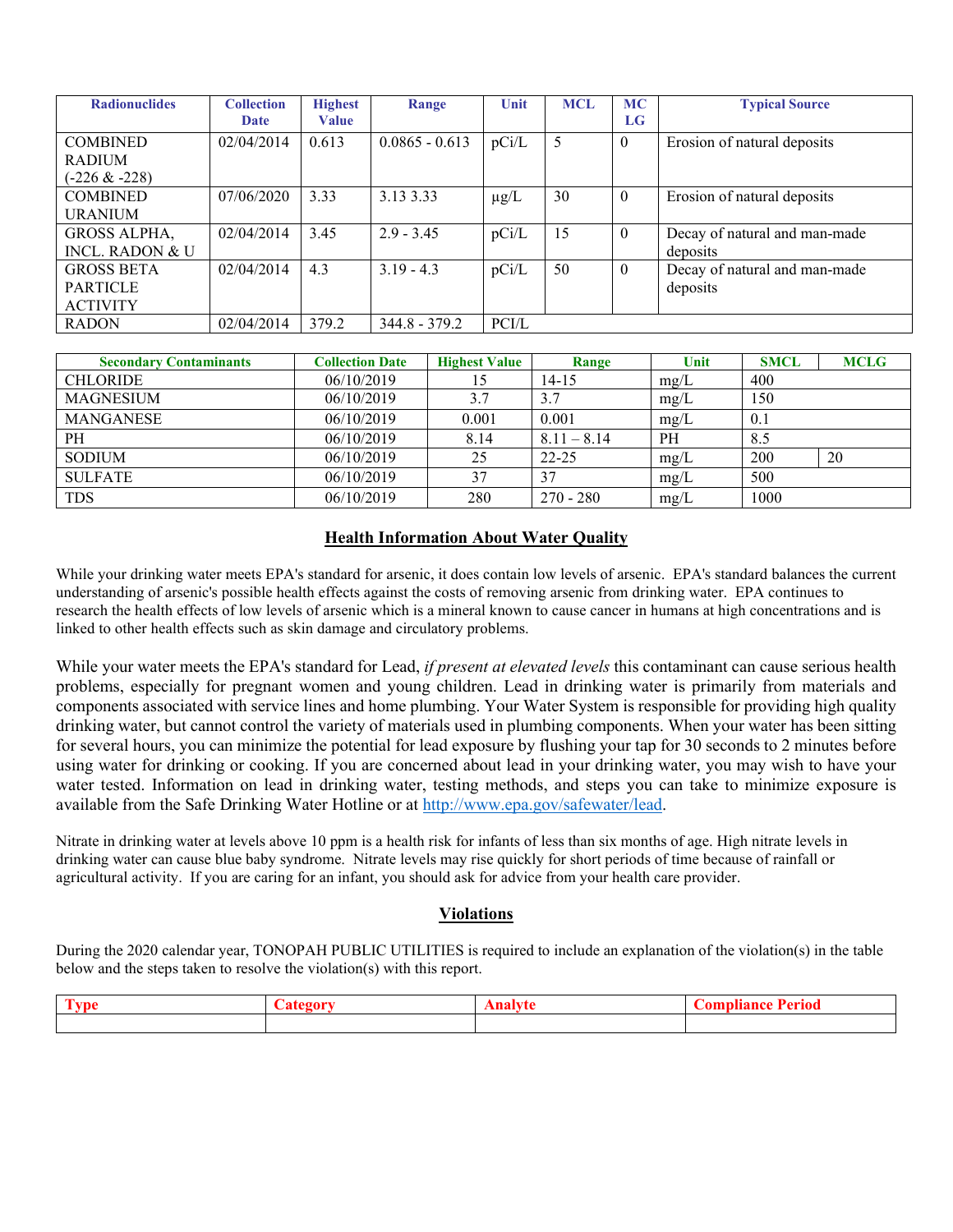| Radionuclides | Collection Date | Highest Value | Range | Unit | MCL | MC LG | Typical Source |
|---|---|---|---|---|---|---|---|
| COMBINED RADIUM (-226 & -228) | 02/04/2014 | 0.613 | 0.0865 - 0.613 | pCi/L | 5 | 0 | Erosion of natural deposits |
| COMBINED URANIUM | 07/06/2020 | 3.33 | 3.13 3.33 | µg/L | 30 | 0 | Erosion of natural deposits |
| GROSS ALPHA, INCL. RADON & U | 02/04/2014 | 3.45 | 2.9 - 3.45 | pCi/L | 15 | 0 | Decay of natural and man-made deposits |
| GROSS BETA PARTICLE ACTIVITY | 02/04/2014 | 4.3 | 3.19 - 4.3 | pCi/L | 50 | 0 | Decay of natural and man-made deposits |
| RADON | 02/04/2014 | 379.2 | 344.8 - 379.2 | PCI/L | | | |

| Secondary Contaminants | Collection Date | Highest Value | Range | Unit | SMCL | MCLG |
|---|---|---|---|---|---|---|
| CHLORIDE | 06/10/2019 | 15 | 14-15 | mg/L | 400 | |
| MAGNESIUM | 06/10/2019 | 3.7 | 3.7 | mg/L | 150 | |
| MANGANESE | 06/10/2019 | 0.001 | 0.001 | mg/L | 0.1 | |
| PH | 06/10/2019 | 8.14 | 8.11 – 8.14 | PH | 8.5 | |
| SODIUM | 06/10/2019 | 25 | 22-25 | mg/L | 200 | 20 |
| SULFATE | 06/10/2019 | 37 | 37 | mg/L | 500 | |
| TDS | 06/10/2019 | 280 | 270 - 280 | mg/L | 1000 | |

## Health Information About Water Quality

While your drinking water meets EPA's standard for arsenic, it does contain low levels of arsenic. EPA's standard balances the current understanding of arsenic's possible health effects against the costs of removing arsenic from drinking water. EPA continues to research the health effects of low levels of arsenic which is a mineral known to cause cancer in humans at high concentrations and is linked to other health effects such as skin damage and circulatory problems.

While your water meets the EPA's standard for Lead, *if present at elevated levels* this contaminant can cause serious health problems, especially for pregnant women and young children. Lead in drinking water is primarily from materials and components associated with service lines and home plumbing. Your Water System is responsible for providing high quality drinking water, but cannot control the variety of materials used in plumbing components. When your water has been sitting for several hours, you can minimize the potential for lead exposure by flushing your tap for 30 seconds to 2 minutes before using water for drinking or cooking. If you are concerned about lead in your drinking water, you may wish to have your water tested. Information on lead in drinking water, testing methods, and steps you can take to minimize exposure is available from the Safe Drinking Water Hotline or at [http://www.epa.gov/safewater/lead](http://www.epa.gov/safewater/lead).

Nitrate in drinking water at levels above 10 ppm is a health risk for infants of less than six months of age. High nitrate levels in drinking water can cause blue baby syndrome. Nitrate levels may rise quickly for short periods of time because of rainfall or agricultural activity. If you are caring for an infant, you should ask for advice from your health care provider.

## Violations

During the 2020 calendar year, TONOPAH PUBLIC UTILITIES is required to include an explanation of the violation(s) in the table below and the steps taken to resolve the violation(s) with this report.

| Type | Category | Analyte | Compliance Period |
|---|---|---|---|
| | | | |